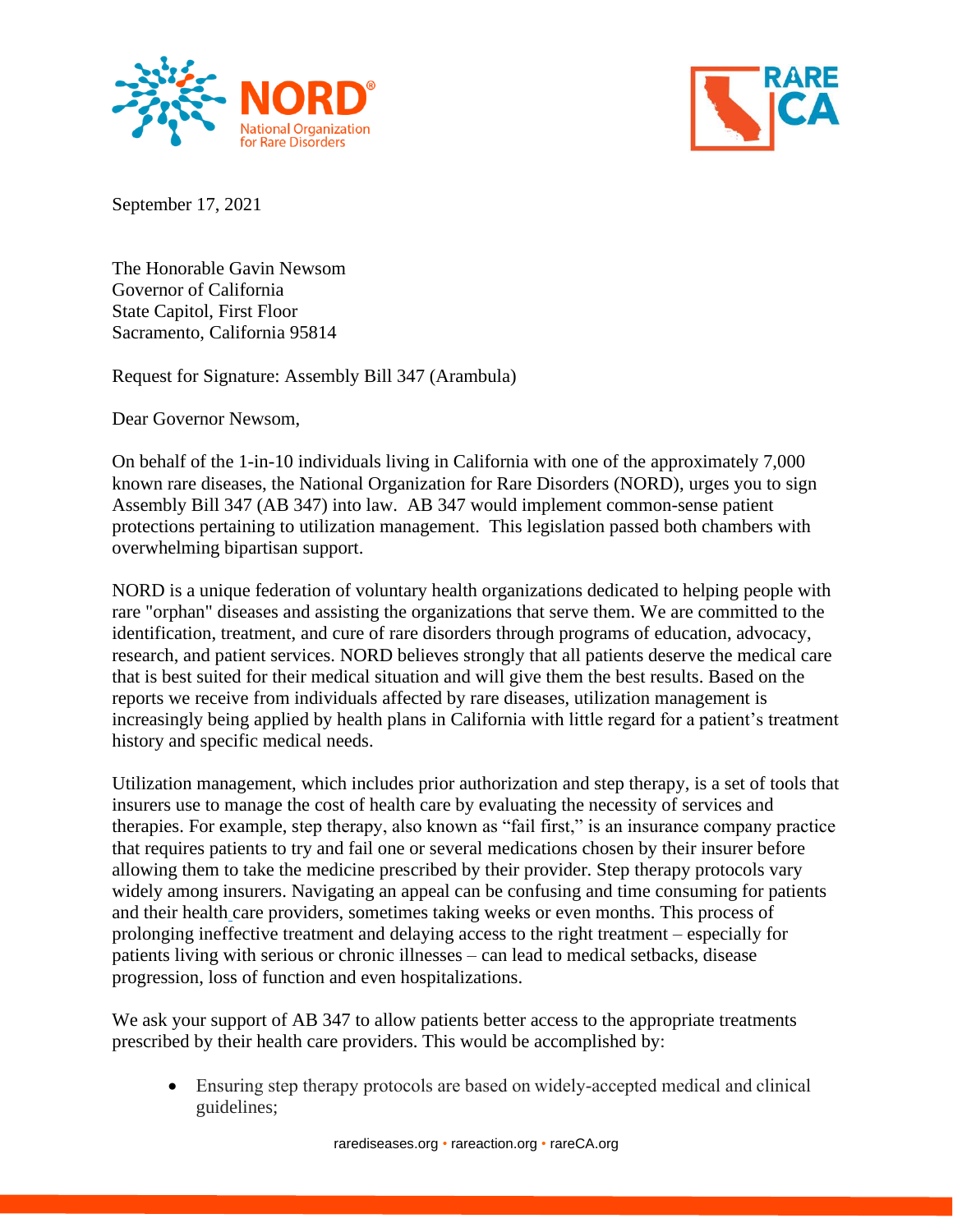September 17, 2021

The Honorable Gavin Newsom
Governor of California
State Capitol, First Floor
Sacramento, California 95814

Request for Signature: Assembly Bill 347 (Arambula)

Dear Governor Newsom,

On behalf of the 1-in-10 individuals living in California with one of the approximately 7,000 known rare diseases, the National Organization for Rare Disorders (NORD), urges you to sign Assembly Bill 347 (AB 347) into law. AB 347 would implement common-sense patient protections pertaining to utilization management. This legislation passed both chambers with overwhelming bipartisan support.

NORD is a unique federation of voluntary health organizations dedicated to helping people with rare "orphan" diseases and assisting the organizations that serve them. We are committed to the identification, treatment, and cure of rare disorders through programs of education, advocacy, research, and patient services. NORD believes strongly that all patients deserve the medical care that is best suited for their medical situation and will give them the best results. Based on the reports we receive from individuals affected by rare diseases, utilization management is increasingly being applied by health plans in California with little regard for a patient's treatment history and specific medical needs.

Utilization management, which includes prior authorization and step therapy, is a set of tools that insurers use to manage the cost of health care by evaluating the necessity of services and therapies. For example, step therapy, also known as "fail first," is an insurance company practice that requires patients to try and fail one or several medications chosen by their insurer before allowing them to take the medicine prescribed by their provider. Step therapy protocols vary widely among insurers. Navigating an appeal can be confusing and time consuming for patients and their health care providers, sometimes taking weeks or even months. This process of prolonging ineffective treatment and delaying access to the right treatment – especially for patients living with serious or chronic illnesses – can lead to medical setbacks, disease progression, loss of function and even hospitalizations.

We ask your support of AB 347 to allow patients better access to the appropriate treatments prescribed by their health care providers. This would be accomplished by:

- Ensuring step therapy protocols are based on widely-accepted medical and clinical guidelines;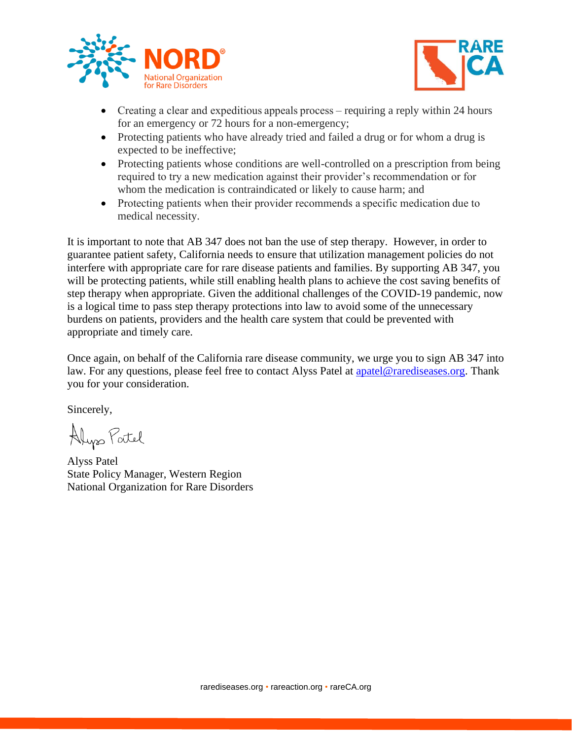- Creating a clear and expeditious appeals process – requiring a reply within 24 hours for an emergency or 72 hours for a non-emergency;
- Protecting patients who have already tried and failed a drug or for whom a drug is expected to be ineffective;
- Protecting patients whose conditions are well-controlled on a prescription from being required to try a new medication against their provider's recommendation or for whom the medication is contraindicated or likely to cause harm; and
- Protecting patients when their provider recommends a specific medication due to medical necessity.

It is important to note that AB 347 does not ban the use of step therapy. However, in order to guarantee patient safety, California needs to ensure that utilization management policies do not interfere with appropriate care for rare disease patients and families. By supporting AB 347, you will be protecting patients, while still enabling health plans to achieve the cost saving benefits of step therapy when appropriate. Given the additional challenges of the COVID-19 pandemic, now is a logical time to pass step therapy protections into law to avoid some of the unnecessary burdens on patients, providers and the health care system that could be prevented with appropriate and timely care.

Once again, on behalf of the California rare disease community, we urge you to sign AB 347 into law. For any questions, please feel free to contact Alyss Patel at [apatel@rarediseases.org](mailto:apatel@rarediseases.org). Thank you for your consideration.

Sincerely,

Alyss Patel

Alyss Patel
State Policy Manager, Western Region
National Organization for Rare Disorders

rarediseases.org • rareaction.org • rareCA.org